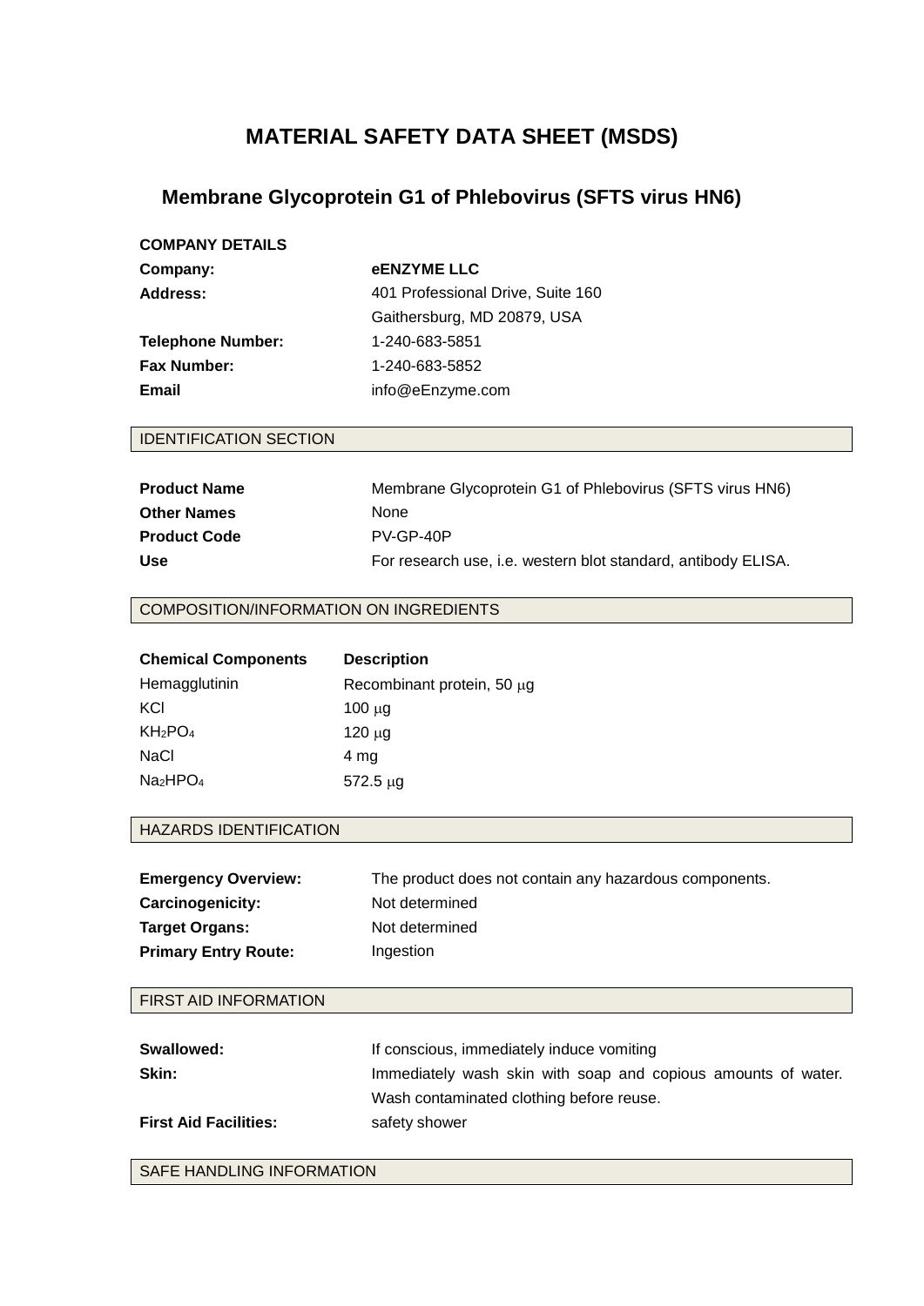# MATERIAL SAFETY DATA SHEET (MSDS)

## Membrane Glycoprotein G1 of Phlebovirus (SFTS virus HN6)

**COMPANY DETAILS**

| | |
|---|---|
| **Company:** | **eENZYME LLC** |
| **Address:** | 401 Professional Drive, Suite 160<br>Gaithersburg, MD 20879, USA |
| **Telephone Number:** | 1-240-683-5851 |
| **Fax Number:** | 1-240-683-5852 |
| **Email** | info@eEnzyme.com |

### IDENTIFICATION SECTION

| | |
|---|---|
| **Product Name** | Membrane Glycoprotein G1 of Phlebovirus (SFTS virus HN6) |
| **Other Names** | None |
| **Product Code** | PV-GP-40P |
| **Use** | For research use, i.e. western blot standard, antibody ELISA. |

### COMPOSITION/INFORMATION ON INGREDIENTS

| **Chemical Components** | **Description** |
|---|---|
| Hemagglutinin | Recombinant protein, 50 μg |
| KCl | 100 μg |
| $KH_2PO_4$ | 120 μg |
| NaCl | 4 mg |
| $Na_2HPO_4$ | 572.5 μg |

### HAZARDS IDENTIFICATION

| | |
|---|---|
| **Emergency Overview:** | The product does not contain any hazardous components. |
| **Carcinogenicity:** | Not determined |
| **Target Organs:** | Not determined |
| **Primary Entry Route:** | Ingestion |

### FIRST AID INFORMATION

| | |
|---|---|
| **Swallowed:** | If conscious, immediately induce vomiting |
| **Skin:** | Immediately wash skin with soap and copious amounts of water. Wash contaminated clothing before reuse. |
| **First Aid Facilities:** | safety shower |

### SAFE HANDLING INFORMATION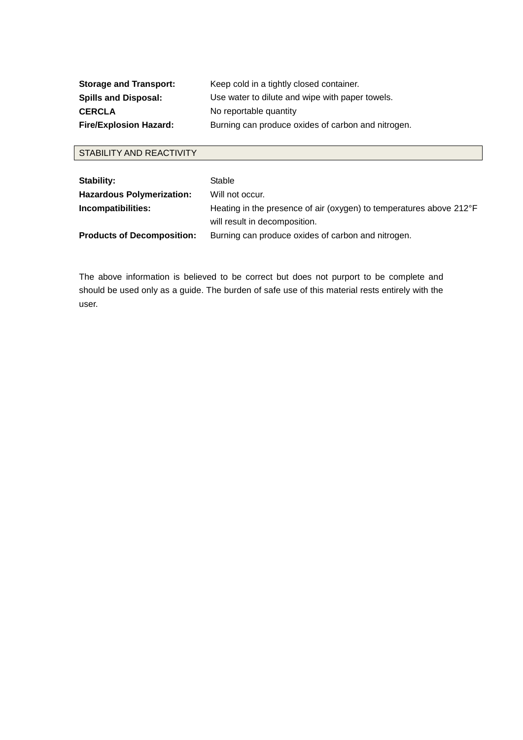**Storage and Transport:** Keep cold in a tightly closed container.

**Spills and Disposal:** Use water to dilute and wipe with paper towels.

**CERCLA** No reportable quantity

**Fire/Explosion Hazard:** Burning can produce oxides of carbon and nitrogen.

## STABILITY AND REACTIVITY

**Stability:** Stable

**Hazardous Polymerization:** Will not occur.

**Incompatibilities:** Heating in the presence of air (oxygen) to temperatures above 212°F will result in decomposition.

**Products of Decomposition:** Burning can produce oxides of carbon and nitrogen.

The above information is believed to be correct but does not purport to be complete and should be used only as a guide. The burden of safe use of this material rests entirely with the user.